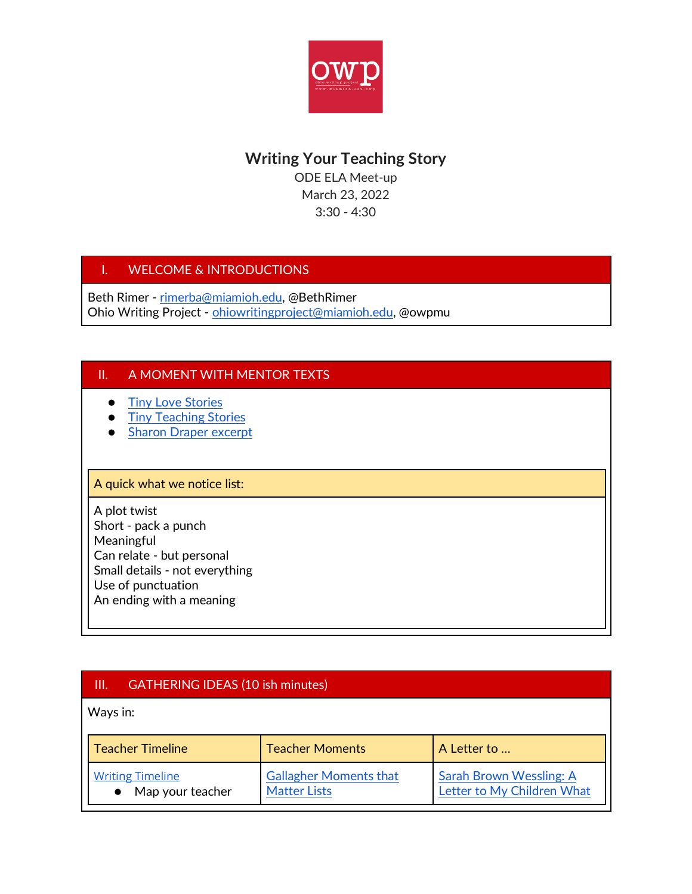# Writing Your Teaching Story

ODE ELA Meet-up
March 23, 2022
3:30 - 4:30

## I. WELCOME & INTRODUCTIONS

Beth Rimer - rimerba@miamioh.edu, @BethRimer
Ohio Writing Project - ohiowritingproject@miamioh.edu, @owpmu

## II. A MOMENT WITH MENTOR TEXTS

- Tiny Love Stories
- Tiny Teaching Stories
- Sharon Draper excerpt

**A quick what we notice list:**

A plot twist
Short - pack a punch
Meaningful
Can relate - but personal
Small details - not everything
Use of punctuation
An ending with a meaning

## III. GATHERING IDEAS (10 ish minutes)

Ways in:

| Teacher Timeline | Teacher Moments | A Letter to … |
|---|---|---|
| Writing Timeline<br>• Map your teacher | Gallagher Moments that Matter Lists | Sarah Brown Wessling: A Letter to My Children What |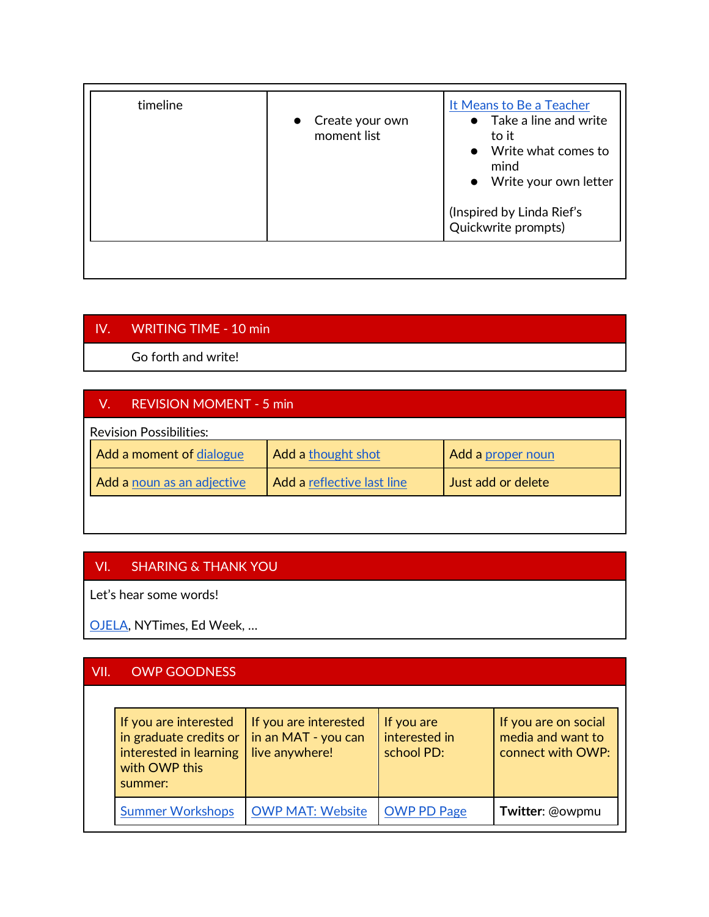| timeline | • Create your own moment list | [It Means to Be a Teacher]<br>• Take a line and write to it<br>• Write what comes to mind<br>• Write your own letter<br><br>(Inspired by Linda Rief's Quickwrite prompts) |
|---|---|---|

## IV. WRITING TIME - 10 min

Go forth and write!

## V. REVISION MOMENT - 5 min

Revision Possibilities:

| Add a moment of dialogue | Add a thought shot | Add a proper noun |
|---|---|---|
| Add a noun as an adjective | Add a reflective last line | Just add or delete |

## VI. SHARING & THANK YOU

Let's hear some words!

OJELA, NYTimes, Ed Week, …

## VII. OWP GOODNESS

| If you are interested in graduate credits or interested in learning with OWP this summer: | If you are interested in an MAT - you can live anywhere! | If you are interested in school PD: | If you are on social media and want to connect with OWP: |
|---|---|---|---|
| Summer Workshops | OWP MAT: Website | OWP PD Page | **Twitter**: @owpmu |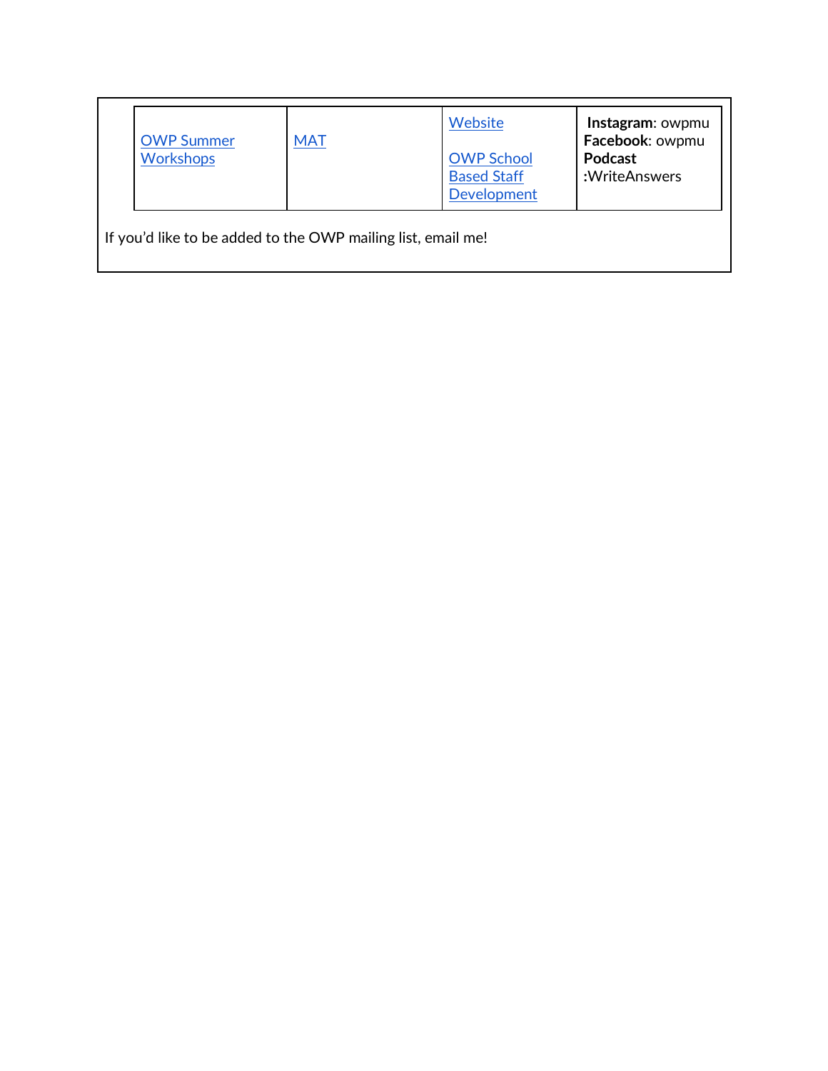| | | | |
|---|---|---|---|
| OWP Summer Workshops | MAT | Website<br><br>OWP School Based Staff Development | **Instagram**: owpmu<br>**Facebook**: owpmu<br>**Podcast** :WriteAnswers |

If you'd like to be added to the OWP mailing list, email me!